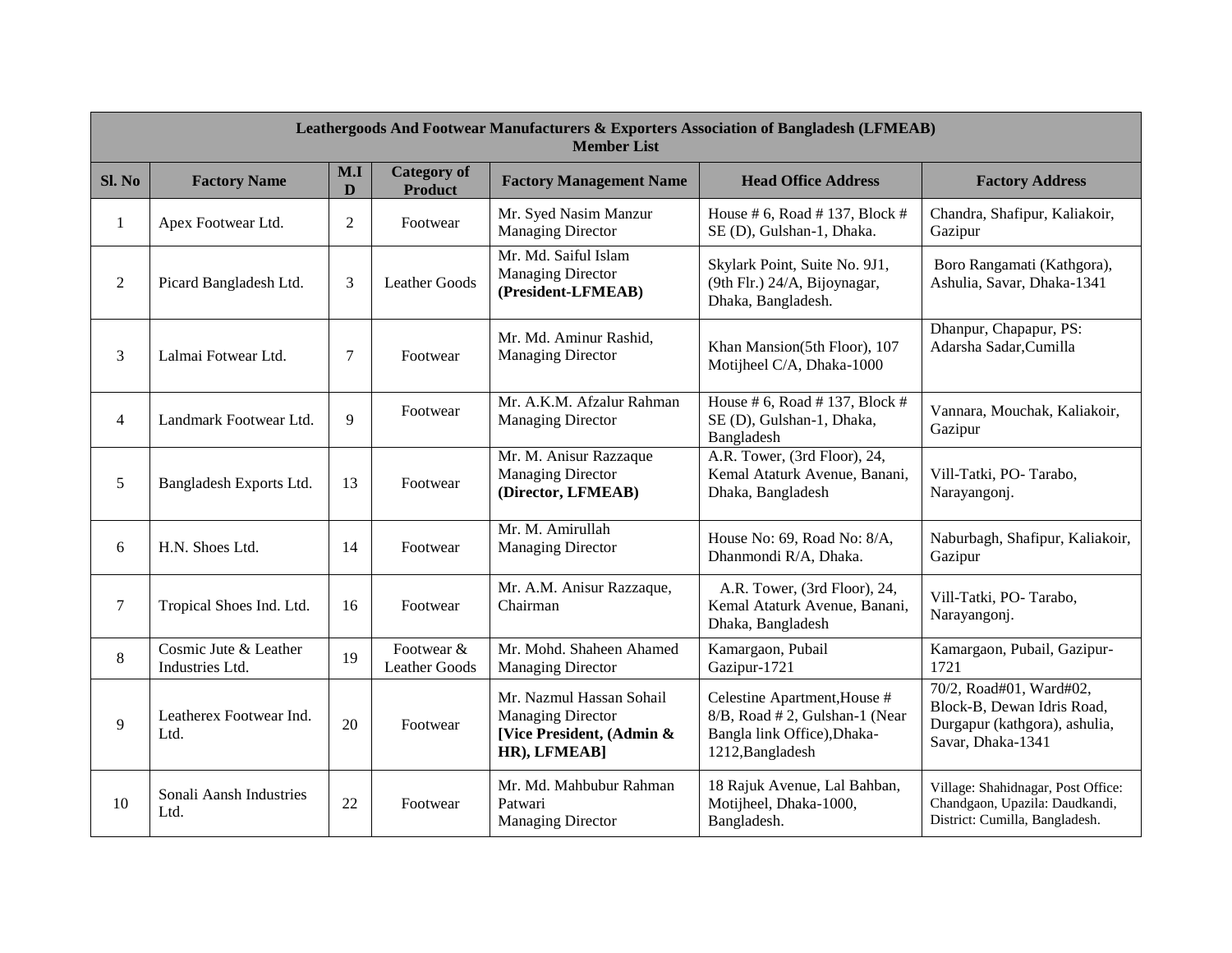| Leathergoods And Footwear Manufacturers & Exporters Association of Bangladesh (LFMEAB) Member List | | | | | | |
|---|---|---|---|---|---|---|
| **Sl. No** | **Factory Name** | **M.ID** | **Category of Product** | **Factory Management Name** | **Head Office Address** | **Factory Address** |
| 1 | Apex Footwear Ltd. | 2 | Footwear | Mr. Syed Nasim Manzur Managing Director | House # 6, Road # 137, Block # SE (D), Gulshan-1, Dhaka. | Chandra, Shafipur, Kaliakoir, Gazipur |
| 2 | Picard Bangladesh Ltd. | 3 | Leather Goods | Mr. Md. Saiful Islam Managing Director **(President-LFMEAB)** | Skylark Point, Suite No. 9J1, (9th Flr.) 24/A, Bijoynagar, Dhaka, Bangladesh. | Boro Rangamati (Kathgora), Ashulia, Savar, Dhaka-1341 |
| 3 | Lalmai Fotwear Ltd. | 7 | Footwear | Mr. Md. Aminur Rashid, Managing Director | Khan Mansion(5th Floor), 107 Motijheel C/A, Dhaka-1000 | Dhanpur, Chapapur, PS: Adarsha Sadar,Cumilla |
| 4 | Landmark Footwear Ltd. | 9 | Footwear | Mr. A.K.M. Afzalur Rahman Managing Director | House # 6, Road # 137, Block # SE (D), Gulshan-1, Dhaka, Bangladesh | Vannara, Mouchak, Kaliakoir, Gazipur |
| 5 | Bangladesh Exports Ltd. | 13 | Footwear | Mr. M. Anisur Razzaque Managing Director **(Director, LFMEAB)** | A.R. Tower, (3rd Floor), 24, Kemal Ataturk Avenue, Banani, Dhaka, Bangladesh | Vill-Tatki, PO- Tarabo, Narayangonj. |
| 6 | H.N. Shoes Ltd. | 14 | Footwear | Mr. M. Amirullah Managing Director | House No: 69, Road No: 8/A, Dhanmondi R/A, Dhaka. | Naburbagh, Shafipur, Kaliakoir, Gazipur |
| 7 | Tropical Shoes Ind. Ltd. | 16 | Footwear | Mr. A.M. Anisur Razzaque, Chairman | A.R. Tower, (3rd Floor), 24, Kemal Ataturk Avenue, Banani, Dhaka, Bangladesh | Vill-Tatki, PO- Tarabo, Narayangonj. |
| 8 | Cosmic Jute & Leather Industries Ltd. | 19 | Footwear & Leather Goods | Mr. Mohd. Shaheen Ahamed Managing Director | Kamargaon, Pubail Gazipur-1721 | Kamargaon, Pubail, Gazipur-1721 |
| 9 | Leatherex Footwear Ind. Ltd. | 20 | Footwear | Mr. Nazmul Hassan Sohail Managing Director **[Vice President, (Admin & HR), LFMEAB]** | Celestine Apartment,House # 8/B, Road # 2, Gulshan-1 (Near Bangla link Office),Dhaka-1212,Bangladesh | 70/2, Road#01, Ward#02, Block-B, Dewan Idris Road, Durgapur (kathgora), ashulia, Savar, Dhaka-1341 |
| 10 | Sonali Aansh Industries Ltd. | 22 | Footwear | Mr. Md. Mahbubur Rahman Patwari Managing Director | 18 Rajuk Avenue, Lal Bahban, Motijheel, Dhaka-1000, Bangladesh. | Village: Shahidnagar, Post Office: Chandgaon, Upazila: Daudkandi, District: Cumilla, Bangladesh. |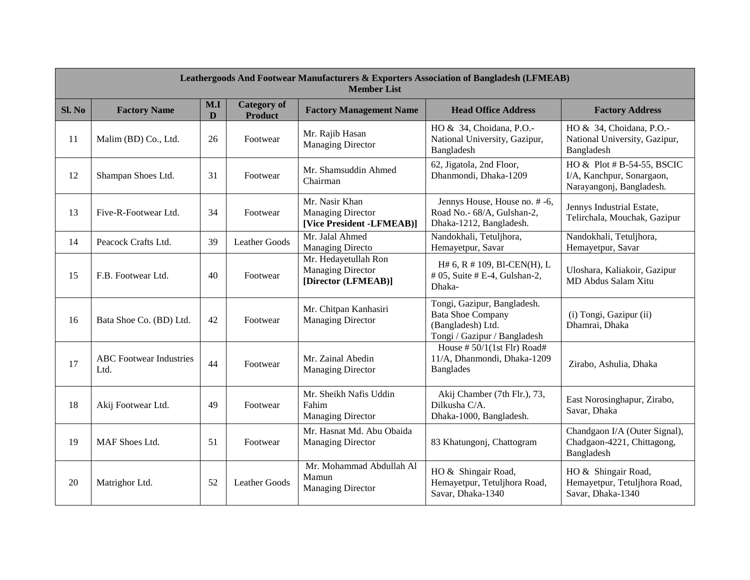| Leathergoods And Footwear Manufacturers & Exporters Association of Bangladesh (LFMEAB) Member List | | | | | | |
|---|---|---|---|---|---|---|
| **Sl. No** | **Factory Name** | **M.ID** | **Category of Product** | **Factory Management Name** | **Head Office Address** | **Factory Address** |
| 11 | Malim (BD) Co., Ltd. | 26 | Footwear | Mr. Rajib Hasan Managing Director | HO & 34, Choidana, P.O.- National University, Gazipur, Bangladesh | HO & 34, Choidana, P.O.- National University, Gazipur, Bangladesh |
| 12 | Shampan Shoes Ltd. | 31 | Footwear | Mr. Shamsuddin Ahmed Chairman | 62, Jigatola, 2nd Floor, Dhanmondi, Dhaka-1209 | HO & Plot # B-54-55, BSCIC I/A, Kanchpur, Sonargaon, Narayangonj, Bangladesh. |
| 13 | Five-R-Footwear Ltd. | 34 | Footwear | Mr. Nasir Khan Managing Director **[Vice President -LFMEAB)]** | Jennys House, House no. # -6, Road No.- 68/A, Gulshan-2, Dhaka-1212, Bangladesh. | Jennys Industrial Estate, Telirchala, Mouchak, Gazipur |
| 14 | Peacock Crafts Ltd. | 39 | Leather Goods | Mr. Jalal Ahmed Managing Directo | Nandokhali, Tetuljhora, Hemayetpur, Savar | Nandokhali, Tetuljhora, Hemayetpur, Savar |
| 15 | F.B. Footwear Ltd. | 40 | Footwear | Mr. Hedayetullah Ron Managing Director **[Director (LFMEAB)]** | H# 6, R # 109, Bl-CEN(H), L # 05, Suite # E-4, Gulshan-2, Dhaka- | Uloshara, Kaliakoir, Gazipur MD Abdus Salam Xitu |
| 16 | Bata Shoe Co. (BD) Ltd. | 42 | Footwear | Mr. Chitpan Kanhasiri Managing Director | Tongi, Gazipur, Bangladesh. Bata Shoe Company (Bangladesh) Ltd. Tongi / Gazipur / Bangladesh | (i) Tongi, Gazipur (ii) Dhamrai, Dhaka |
| 17 | ABC Footwear Industries Ltd. | 44 | Footwear | Mr. Zainal Abedin Managing Director | House # 50/1(1st Flr) Road# 11/A, Dhanmondi, Dhaka-1209 Banglades | Zirabo, Ashulia, Dhaka |
| 18 | Akij Footwear Ltd. | 49 | Footwear | Mr. Sheikh Nafis Uddin Fahim Managing Director | Akij Chamber (7th Flr.), 73, Dilkusha C/A. Dhaka-1000, Bangladesh. | East Norosinghapur, Zirabo, Savar, Dhaka |
| 19 | MAF Shoes Ltd. | 51 | Footwear | Mr. Hasnat Md. Abu Obaida Managing Director | 83 Khatungonj, Chattogram | Chandgaon I/A (Outer Signal), Chadgaon-4221, Chittagong, Bangladesh |
| 20 | Matrighor Ltd. | 52 | Leather Goods | Mr. Mohammad Abdullah Al Mamun Managing Director | HO & Shingair Road, Hemayetpur, Tetuljhora Road, Savar, Dhaka-1340 | HO & Shingair Road, Hemayetpur, Tetuljhora Road, Savar, Dhaka-1340 |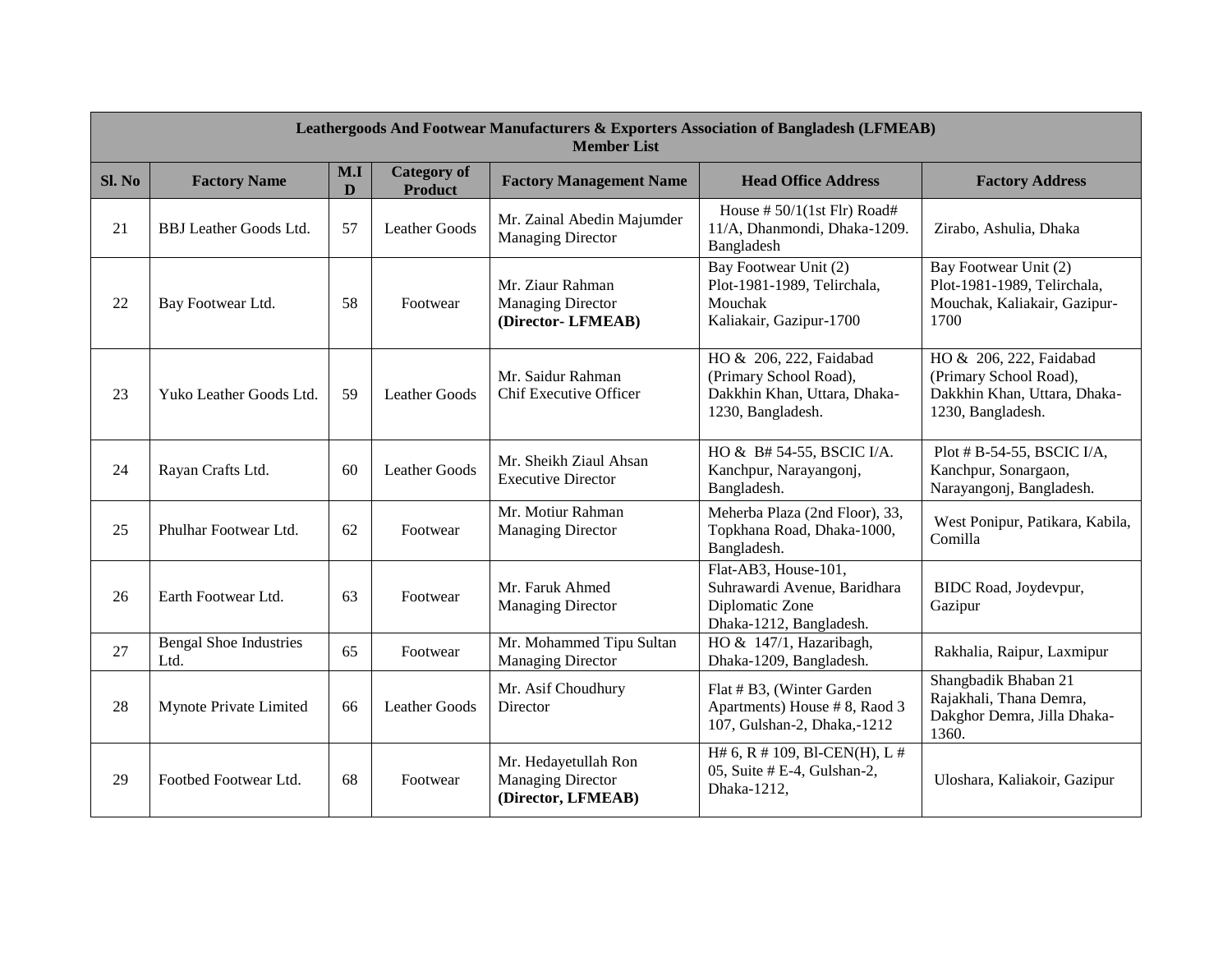| Leathergoods And Footwear Manufacturers & Exporters Association of Bangladesh (LFMEAB) Member List | | | | | | |
|---|---|---|---|---|---|---|
| **Sl. No** | **Factory Name** | **M.ID** | **Category of Product** | **Factory Management Name** | **Head Office Address** | **Factory Address** |
| 21 | BBJ Leather Goods Ltd. | 57 | Leather Goods | Mr. Zainal Abedin Majumder Managing Director | House # 50/1(1st Flr) Road# 11/A, Dhanmondi, Dhaka-1209. Bangladesh | Zirabo, Ashulia, Dhaka |
| 22 | Bay Footwear Ltd. | 58 | Footwear | Mr. Ziaur Rahman Managing Director **(Director- LFMEAB)** | Bay Footwear Unit (2) Plot-1981-1989, Telirchala, Mouchak Kaliakair, Gazipur-1700 | Bay Footwear Unit (2) Plot-1981-1989, Telirchala, Mouchak, Kaliakair, Gazipur-1700 |
| 23 | Yuko Leather Goods Ltd. | 59 | Leather Goods | Mr. Saidur Rahman Chif Executive Officer | HO & 206, 222, Faidabad (Primary School Road), Dakkhin Khan, Uttara, Dhaka-1230, Bangladesh. | HO & 206, 222, Faidabad (Primary School Road), Dakkhin Khan, Uttara, Dhaka-1230, Bangladesh. |
| 24 | Rayan Crafts Ltd. | 60 | Leather Goods | Mr. Sheikh Ziaul Ahsan Executive Director | HO & B# 54-55, BSCIC I/A. Kanchpur, Narayangonj, Bangladesh. | Plot # B-54-55, BSCIC I/A, Kanchpur, Sonargaon, Narayangonj, Bangladesh. |
| 25 | Phulhar Footwear Ltd. | 62 | Footwear | Mr. Motiur Rahman Managing Director | Meherba Plaza (2nd Floor), 33, Topkhana Road, Dhaka-1000, Bangladesh. | West Ponipur, Patikara, Kabila, Comilla |
| 26 | Earth Footwear Ltd. | 63 | Footwear | Mr. Faruk Ahmed Managing Director | Flat-AB3, House-101, Suhrawardi Avenue, Baridhara Diplomatic Zone Dhaka-1212, Bangladesh. | BIDC Road, Joydevpur, Gazipur |
| 27 | Bengal Shoe Industries Ltd. | 65 | Footwear | Mr. Mohammed Tipu Sultan Managing Director | HO & 147/1, Hazaribagh, Dhaka-1209, Bangladesh. | Rakhalia, Raipur, Laxmipur |
| 28 | Mynote Private Limited | 66 | Leather Goods | Mr. Asif Choudhury Director | Flat # B3, (Winter Garden Apartments) House # 8, Raod 3 107, Gulshan-2, Dhaka,-1212 | Shangbadik Bhaban 21 Rajakhali, Thana Demra, Dakghor Demra, Jilla Dhaka-1360. |
| 29 | Footbed Footwear Ltd. | 68 | Footwear | Mr. Hedayetullah Ron Managing Director **(Director, LFMEAB)** | H# 6, R # 109, Bl-CEN(H), L # 05, Suite # E-4, Gulshan-2, Dhaka-1212, | Uloshara, Kaliakoir, Gazipur |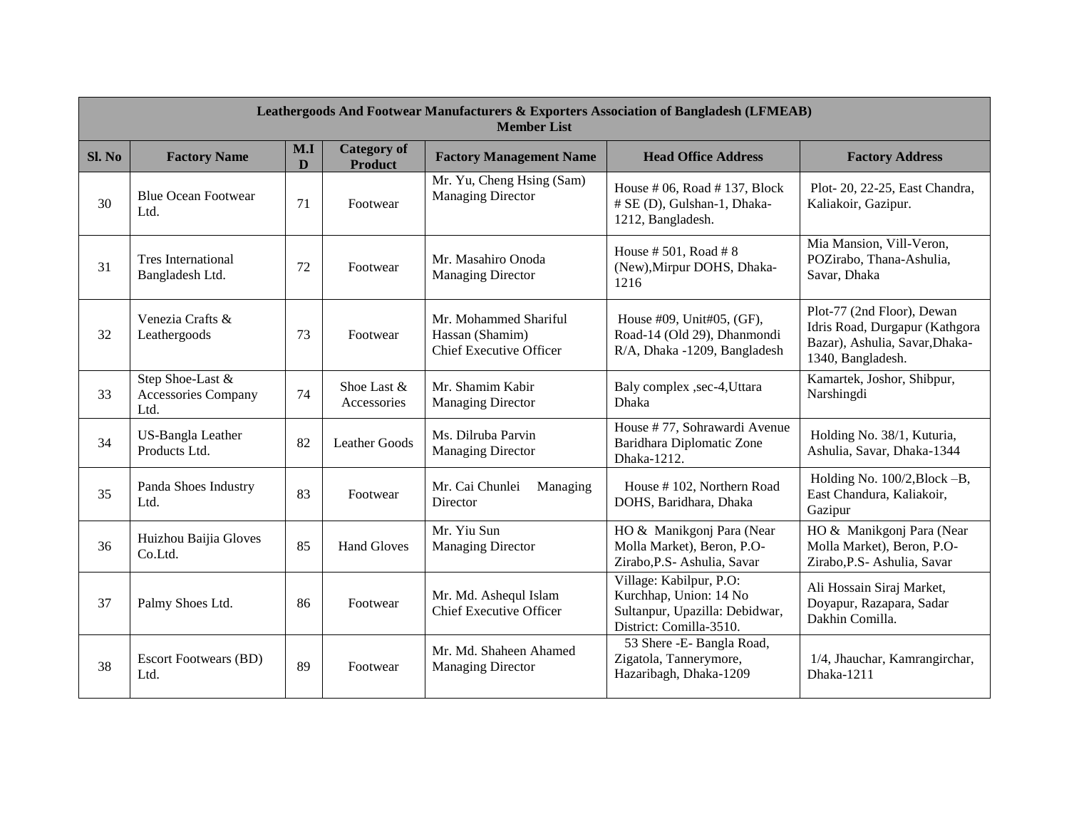| Leathergoods And Footwear Manufacturers & Exporters Association of Bangladesh (LFMEAB) Member List | | | | | | |
|---|---|---|---|---|---|---|
| **Sl. No** | **Factory Name** | **M.I D** | **Category of Product** | **Factory Management Name** | **Head Office Address** | **Factory Address** |
| 30 | Blue Ocean Footwear Ltd. | 71 | Footwear | Mr. Yu, Cheng Hsing (Sam) Managing Director | House # 06, Road # 137, Block # SE (D), Gulshan-1, Dhaka-1212, Bangladesh. | Plot- 20, 22-25, East Chandra, Kaliakoir, Gazipur. |
| 31 | Tres International Bangladesh Ltd. | 72 | Footwear | Mr. Masahiro Onoda Managing Director | House # 501, Road # 8 (New),Mirpur DOHS, Dhaka-1216 | Mia Mansion, Vill-Veron, POZirabo, Thana-Ashulia, Savar, Dhaka |
| 32 | Venezia Crafts & Leathergoods | 73 | Footwear | Mr. Mohammed Shariful Hassan (Shamim) Chief Executive Officer | House #09, Unit#05, (GF), Road-14 (Old 29), Dhanmondi R/A, Dhaka -1209, Bangladesh | Plot-77 (2nd Floor), Dewan Idris Road, Durgapur (Kathgora Bazar), Ashulia, Savar,Dhaka-1340, Bangladesh. |
| 33 | Step Shoe-Last & Accessories Company Ltd. | 74 | Shoe Last & Accessories | Mr. Shamim Kabir Managing Director | Baly complex ,sec-4,Uttara Dhaka | Kamartek, Joshor, Shibpur, Narshingdi |
| 34 | US-Bangla Leather Products Ltd. | 82 | Leather Goods | Ms. Dilruba Parvin Managing Director | House # 77, Sohrawardi Avenue Baridhara Diplomatic Zone Dhaka-1212. | Holding No. 38/1, Kuturia, Ashulia, Savar, Dhaka-1344 |
| 35 | Panda Shoes Industry Ltd. | 83 | Footwear | Mr. Cai Chunlei Managing Director | House # 102, Northern Road DOHS, Baridhara, Dhaka | Holding No. 100/2,Block –B, East Chandura, Kaliakoir, Gazipur |
| 36 | Huizhou Baijia Gloves Co.Ltd. | 85 | Hand Gloves | Mr. Yiu Sun Managing Director | HO & Manikgonj Para (Near Molla Market), Beron, P.O-Zirabo,P.S- Ashulia, Savar | HO & Manikgonj Para (Near Molla Market), Beron, P.O-Zirabo,P.S- Ashulia, Savar |
| 37 | Palmy Shoes Ltd. | 86 | Footwear | Mr. Md. Ashequl Islam Chief Executive Officer | Village: Kabilpur, P.O: Kurchhap, Union: 14 No Sultanpur, Upazilla: Debidwar, District: Comilla-3510. | Ali Hossain Siraj Market, Doyapur, Razapara, Sadar Dakhin Comilla. |
| 38 | Escort Footwears (BD) Ltd. | 89 | Footwear | Mr. Md. Shaheen Ahamed Managing Director | 53 Shere -E- Bangla Road, Zigatola, Tannerymore, Hazaribagh, Dhaka-1209 | 1/4, Jhauchar, Kamrangirchar, Dhaka-1211 |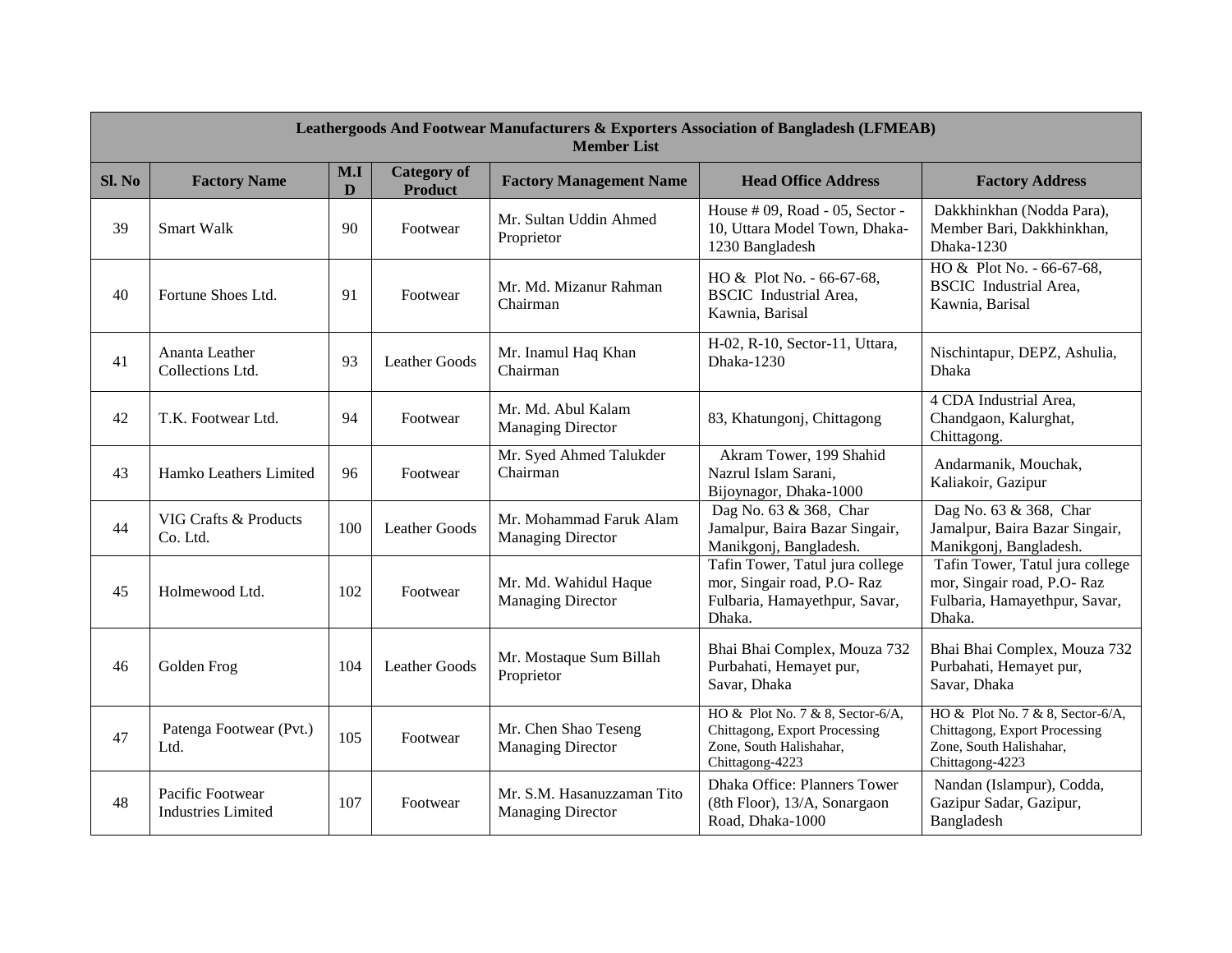| Leathergoods And Footwear Manufacturers & Exporters Association of Bangladesh (LFMEAB) Member List | | | | | | |
|---|---|---|---|---|---|---|
| **Sl. No** | **Factory Name** | **M.I D** | **Category of Product** | **Factory Management Name** | **Head Office Address** | **Factory Address** |
| 39 | Smart Walk | 90 | Footwear | Mr. Sultan Uddin Ahmed Proprietor | House # 09, Road - 05, Sector - 10, Uttara Model Town, Dhaka-1230 Bangladesh | Dakkhinkhan (Nodda Para), Member Bari, Dakkhinkhan, Dhaka-1230 |
| 40 | Fortune Shoes Ltd. | 91 | Footwear | Mr. Md. Mizanur Rahman Chairman | HO & Plot No. - 66-67-68, BSCIC Industrial Area, Kawnia, Barisal | HO & Plot No. - 66-67-68, BSCIC Industrial Area, Kawnia, Barisal |
| 41 | Ananta Leather Collections Ltd. | 93 | Leather Goods | Mr. Inamul Haq Khan Chairman | H-02, R-10, Sector-11, Uttara, Dhaka-1230 | Nischintapur, DEPZ, Ashulia, Dhaka |
| 42 | T.K. Footwear Ltd. | 94 | Footwear | Mr. Md. Abul Kalam Managing Director | 83, Khatungonj, Chittagong | 4 CDA Industrial Area, Chandgaon, Kalurghat, Chittagong. |
| 43 | Hamko Leathers Limited | 96 | Footwear | Mr. Syed Ahmed Talukder Chairman | Akram Tower, 199 Shahid Nazrul Islam Sarani, Bijoynagor, Dhaka-1000 | Andarmanik, Mouchak, Kaliakoir, Gazipur |
| 44 | VIG Crafts & Products Co. Ltd. | 100 | Leather Goods | Mr. Mohammad Faruk Alam Managing Director | Dag No. 63 & 368, Char Jamalpur, Baira Bazar Singair, Manikgonj, Bangladesh. | Dag No. 63 & 368, Char Jamalpur, Baira Bazar Singair, Manikgonj, Bangladesh. |
| 45 | Holmewood Ltd. | 102 | Footwear | Mr. Md. Wahidul Haque Managing Director | Tafin Tower, Tatul jura college mor, Singair road, P.O- Raz Fulbaria, Hamayethpur, Savar, Dhaka. | Tafin Tower, Tatul jura college mor, Singair road, P.O- Raz Fulbaria, Hamayethpur, Savar, Dhaka. |
| 46 | Golden Frog | 104 | Leather Goods | Mr. Mostaque Sum Billah Proprietor | Bhai Bhai Complex, Mouza 732 Purbahati, Hemayet pur, Savar, Dhaka | Bhai Bhai Complex, Mouza 732 Purbahati, Hemayet pur, Savar, Dhaka |
| 47 | Patenga Footwear (Pvt.) Ltd. | 105 | Footwear | Mr. Chen Shao Teseng Managing Director | HO & Plot No. 7 & 8, Sector-6/A, Chittagong, Export Processing Zone, South Halishahar, Chittagong-4223 | HO & Plot No. 7 & 8, Sector-6/A, Chittagong, Export Processing Zone, South Halishahar, Chittagong-4223 |
| 48 | Pacific Footwear Industries Limited | 107 | Footwear | Mr. S.M. Hasanuzzaman Tito Managing Director | Dhaka Office: Planners Tower (8th Floor), 13/A, Sonargaon Road, Dhaka-1000 | Nandan (Islampur), Codda, Gazipur Sadar, Gazipur, Bangladesh |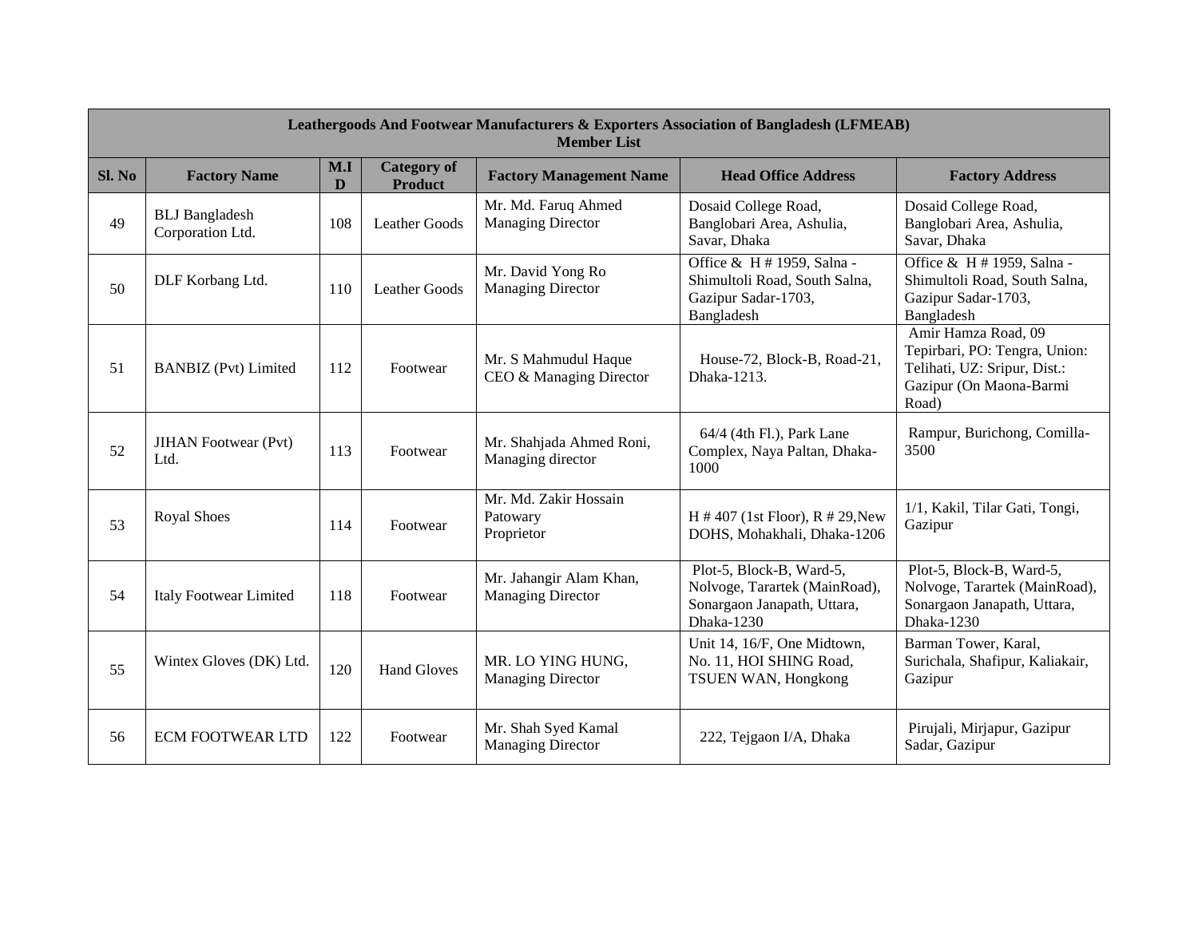| Leathergoods And Footwear Manufacturers & Exporters Association of Bangladesh (LFMEAB) Member List | | | | | | |
|---|---|---|---|---|---|---|
| **Sl. No** | **Factory Name** | **M.ID** | **Category of Product** | **Factory Management Name** | **Head Office Address** | **Factory Address** |
| 49 | BLJ Bangladesh Corporation Ltd. | 108 | Leather Goods | Mr. Md. Faruq Ahmed Managing Director | Dosaid College Road, Banglobari Area, Ashulia, Savar, Dhaka | Dosaid College Road, Banglobari Area, Ashulia, Savar, Dhaka |
| 50 | DLF Korbang Ltd. | 110 | Leather Goods | Mr. David Yong Ro Managing Director | Office & H # 1959, Salna - Shimultoli Road, South Salna, Gazipur Sadar-1703, Bangladesh | Office & H # 1959, Salna - Shimultoli Road, South Salna, Gazipur Sadar-1703, Bangladesh |
| 51 | BANBIZ (Pvt) Limited | 112 | Footwear | Mr. S Mahmudul Haque CEO & Managing Director | House-72, Block-B, Road-21, Dhaka-1213. | Amir Hamza Road, 09 Tepirbari, PO: Tengra, Union: Telihati, UZ: Sripur, Dist.: Gazipur (On Maona-Barmi Road) |
| 52 | JIHAN Footwear (Pvt) Ltd. | 113 | Footwear | Mr. Shahjada Ahmed Roni, Managing director | 64/4 (4th Fl.), Park Lane Complex, Naya Paltan, Dhaka-1000 | Rampur, Burichong, Comilla-3500 |
| 53 | Royal Shoes | 114 | Footwear | Mr. Md. Zakir Hossain Patowary Proprietor | H # 407 (1st Floor), R # 29,New DOHS, Mohakhali, Dhaka-1206 | 1/1, Kakil, Tilar Gati, Tongi, Gazipur |
| 54 | Italy Footwear Limited | 118 | Footwear | Mr. Jahangir Alam Khan, Managing Director | Plot-5, Block-B, Ward-5, Nolvoge, Tarartek (MainRoad), Sonargaon Janapath, Uttara, Dhaka-1230 | Plot-5, Block-B, Ward-5, Nolvoge, Tarartek (MainRoad), Sonargaon Janapath, Uttara, Dhaka-1230 |
| 55 | Wintex Gloves (DK) Ltd. | 120 | Hand Gloves | MR. LO YING HUNG, Managing Director | Unit 14, 16/F, One Midtown, No. 11, HOI SHING Road, TSUEN WAN, Hongkong | Barman Tower, Karal, Surichala, Shafipur, Kaliakair, Gazipur |
| 56 | ECM FOOTWEAR LTD | 122 | Footwear | Mr. Shah Syed Kamal Managing Director | 222, Tejgaon I/A, Dhaka | Pirujali, Mirjapur, Gazipur Sadar, Gazipur |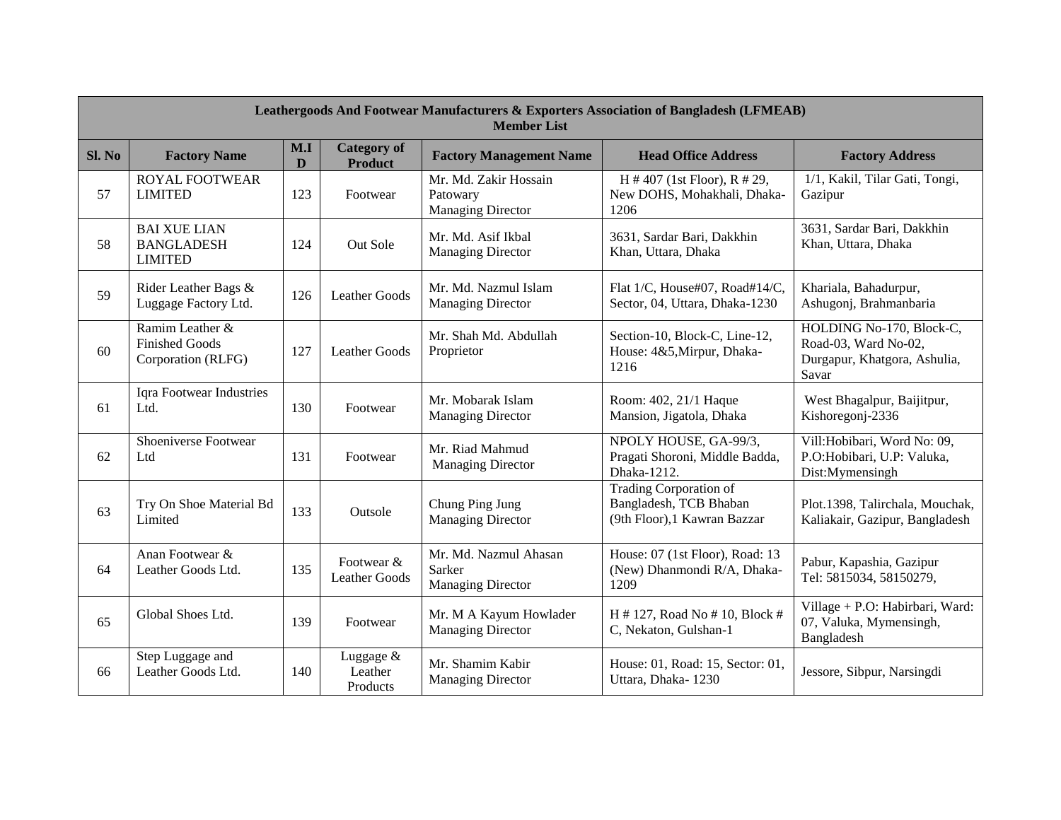| Leathergoods And Footwear Manufacturers & Exporters Association of Bangladesh (LFMEAB) Member List | | | | | | |
|---|---|---|---|---|---|---|
| **Sl. No** | **Factory Name** | **M.I D** | **Category of Product** | **Factory Management Name** | **Head Office Address** | **Factory Address** |
| 57 | ROYAL FOOTWEAR LIMITED | 123 | Footwear | Mr. Md. Zakir Hossain Patowary Managing Director | H # 407 (1st Floor), R # 29, New DOHS, Mohakhali, Dhaka-1206 | 1/1, Kakil, Tilar Gati, Tongi, Gazipur |
| 58 | BAI XUE LIAN BANGLADESH LIMITED | 124 | Out Sole | Mr. Md. Asif Ikbal Managing Director | 3631, Sardar Bari, Dakkhin Khan, Uttara, Dhaka | 3631, Sardar Bari, Dakkhin Khan, Uttara, Dhaka |
| 59 | Rider Leather Bags & Luggage Factory Ltd. | 126 | Leather Goods | Mr. Md. Nazmul Islam Managing Director | Flat 1/C, House#07, Road#14/C, Sector, 04, Uttara, Dhaka-1230 | Khariala, Bahadurpur, Ashugonj, Brahmanbaria |
| 60 | Ramim Leather & Finished Goods Corporation (RLFG) | 127 | Leather Goods | Mr. Shah Md. Abdullah Proprietor | Section-10, Block-C, Line-12, House: 4&5,Mirpur, Dhaka-1216 | HOLDING No-170, Block-C, Road-03, Ward No-02, Durgapur, Khatgora, Ashulia, Savar |
| 61 | Iqra Footwear Industries Ltd. | 130 | Footwear | Mr. Mobarak Islam Managing Director | Room: 402, 21/1 Haque Mansion, Jigatola, Dhaka | West Bhagalpur, Baijitpur, Kishoregonj-2336 |
| 62 | Shoeniverse Footwear Ltd | 131 | Footwear | Mr. Riad Mahmud Managing Director | NPOLY HOUSE, GA-99/3, Pragati Shoroni, Middle Badda, Dhaka-1212. | Vill:Hobibari, Word No: 09, P.O:Hobibari, U.P: Valuka, Dist:Mymensingh |
| 63 | Try On Shoe Material Bd Limited | 133 | Outsole | Chung Ping Jung Managing Director | Trading Corporation of Bangladesh, TCB Bhaban (9th Floor),1 Kawran Bazzar | Plot.1398, Talirchala, Mouchak, Kaliakair, Gazipur, Bangladesh |
| 64 | Anan Footwear & Leather Goods Ltd. | 135 | Footwear & Leather Goods | Mr. Md. Nazmul Ahasan Sarker Managing Director | House: 07 (1st Floor), Road: 13 (New) Dhanmondi R/A, Dhaka-1209 | Pabur, Kapashia, Gazipur Tel: 5815034, 58150279, |
| 65 | Global Shoes Ltd. | 139 | Footwear | Mr. M A Kayum Howlader Managing Director | H # 127, Road No # 10, Block # C, Nekaton, Gulshan-1 | Village + P.O: Habirbari, Ward: 07, Valuka, Mymensingh, Bangladesh |
| 66 | Step Luggage and Leather Goods Ltd. | 140 | Luggage & Leather Products | Mr. Shamim Kabir Managing Director | House: 01, Road: 15, Sector: 01, Uttara, Dhaka- 1230 | Jessore, Sibpur, Narsingdi |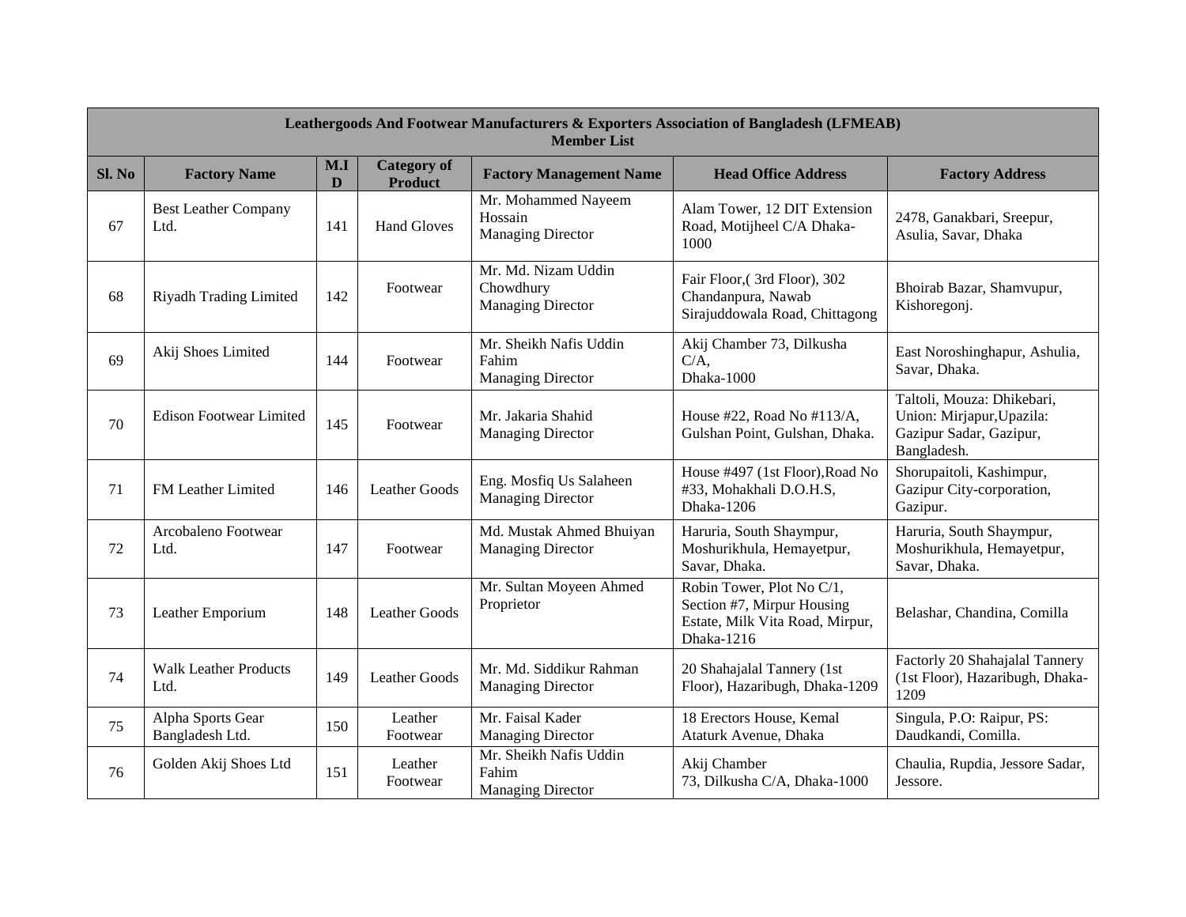| Leathergoods And Footwear Manufacturers & Exporters Association of Bangladesh (LFMEAB) Member List | | | | | | |
|---|---|---|---|---|---|---|
| **Sl. No** | **Factory Name** | **M.ID** | **Category of Product** | **Factory Management Name** | **Head Office Address** | **Factory Address** |
| 67 | Best Leather Company Ltd. | 141 | Hand Gloves | Mr. Mohammed Nayeem Hossain Managing Director | Alam Tower, 12 DIT Extension Road, Motijheel C/A Dhaka-1000 | 2478, Ganakbari, Sreepur, Asulia, Savar, Dhaka |
| 68 | Riyadh Trading Limited | 142 | Footwear | Mr. Md. Nizam Uddin Chowdhury Managing Director | Fair Floor,( 3rd Floor), 302 Chandanpura, Nawab Sirajuddowala Road, Chittagong | Bhoirab Bazar, Shamvupur, Kishoregonj. |
| 69 | Akij Shoes Limited | 144 | Footwear | Mr. Sheikh Nafis Uddin Fahim Managing Director | Akij Chamber 73, Dilkusha C/A, Dhaka-1000 | East Noroshinghapur, Ashulia, Savar, Dhaka. |
| 70 | Edison Footwear Limited | 145 | Footwear | Mr. Jakaria Shahid Managing Director | House #22, Road No #113/A, Gulshan Point, Gulshan, Dhaka. | Taltoli, Mouza: Dhikebari, Union: Mirjapur,Upazila: Gazipur Sadar, Gazipur, Bangladesh. |
| 71 | FM Leather Limited | 146 | Leather Goods | Eng. Mosfiq Us Salaheen Managing Director | House #497 (1st Floor),Road No #33, Mohakhali D.O.H.S, Dhaka-1206 | Shorupaitoli, Kashimpur, Gazipur City-corporation, Gazipur. |
| 72 | Arcobaleno Footwear Ltd. | 147 | Footwear | Md. Mustak Ahmed Bhuiyan Managing Director | Haruria, South Shaympur, Moshurikhula, Hemayetpur, Savar, Dhaka. | Haruria, South Shaympur, Moshurikhula, Hemayetpur, Savar, Dhaka. |
| 73 | Leather Emporium | 148 | Leather Goods | Mr. Sultan Moyeen Ahmed Proprietor | Robin Tower, Plot No C/1, Section #7, Mirpur Housing Estate, Milk Vita Road, Mirpur, Dhaka-1216 | Belashar, Chandina, Comilla |
| 74 | Walk Leather Products Ltd. | 149 | Leather Goods | Mr. Md. Siddikur Rahman Managing Director | 20 Shahajalal Tannery (1st Floor), Hazaribugh, Dhaka-1209 | Factorly 20 Shahajalal Tannery (1st Floor), Hazaribugh, Dhaka-1209 |
| 75 | Alpha Sports Gear Bangladesh Ltd. | 150 | Leather Footwear | Mr. Faisal Kader Managing Director | 18 Erectors House, Kemal Ataturk Avenue, Dhaka | Singula, P.O: Raipur, PS: Daudkandi, Comilla. |
| 76 | Golden Akij Shoes Ltd | 151 | Leather Footwear | Mr. Sheikh Nafis Uddin Fahim Managing Director | Akij Chamber 73, Dilkusha C/A, Dhaka-1000 | Chaulia, Rupdia, Jessore Sadar, Jessore. |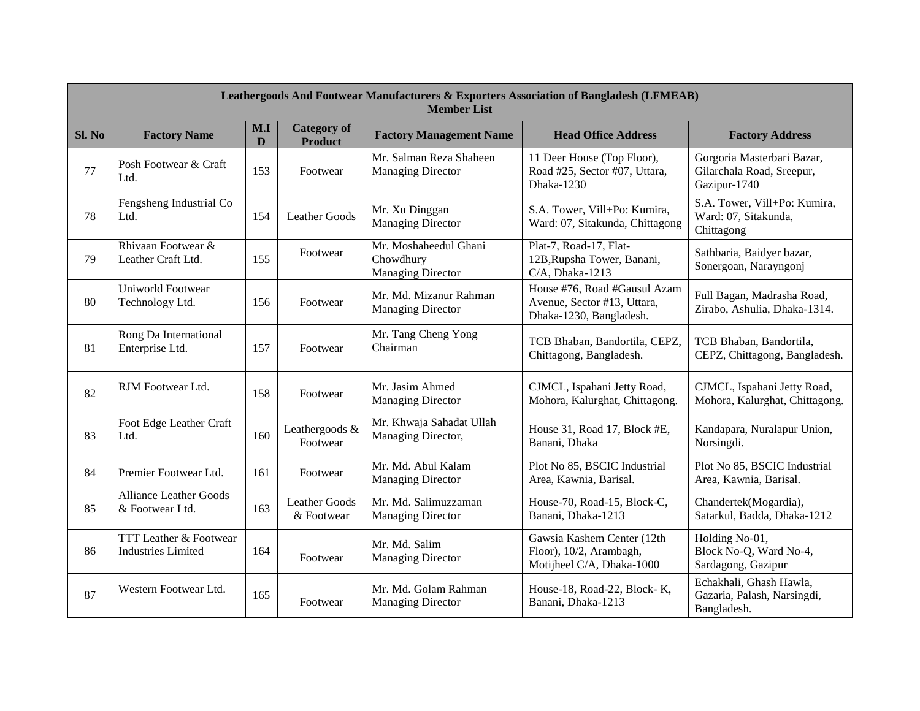| Leathergoods And Footwear Manufacturers & Exporters Association of Bangladesh (LFMEAB) Member List | | | | | | |
|---|---|---|---|---|---|---|
| **Sl. No** | **Factory Name** | **M.ID** | **Category of Product** | **Factory Management Name** | **Head Office Address** | **Factory Address** |
| 77 | Posh Footwear & Craft Ltd. | 153 | Footwear | Mr. Salman Reza Shaheen Managing Director | 11 Deer House (Top Floor), Road #25, Sector #07, Uttara, Dhaka-1230 | Gorgoria Masterbari Bazar, Gilarchala Road, Sreepur, Gazipur-1740 |
| 78 | Fengsheng Industrial Co Ltd. | 154 | Leather Goods | Mr. Xu Dinggan Managing Director | S.A. Tower, Vill+Po: Kumira, Ward: 07, Sitakunda, Chittagong | S.A. Tower, Vill+Po: Kumira, Ward: 07, Sitakunda, Chittagong |
| 79 | Rhivaan Footwear & Leather Craft Ltd. | 155 | Footwear | Mr. Moshaheedul Ghani Chowdhury Managing Director | Plat-7, Road-17, Flat-12B,Rupsha Tower, Banani, C/A, Dhaka-1213 | Sathbaria, Baidyer bazar, Sonergoan, Narayngonj |
| 80 | Uniworld Footwear Technology Ltd. | 156 | Footwear | Mr. Md. Mizanur Rahman Managing Director | House #76, Road #Gausul Azam Avenue, Sector #13, Uttara, Dhaka-1230, Bangladesh. | Full Bagan, Madrasha Road, Zirabo, Ashulia, Dhaka-1314. |
| 81 | Rong Da International Enterprise Ltd. | 157 | Footwear | Mr. Tang Cheng Yong Chairman | TCB Bhaban, Bandortila, CEPZ, Chittagong, Bangladesh. | TCB Bhaban, Bandortila, CEPZ, Chittagong, Bangladesh. |
| 82 | RJM Footwear Ltd. | 158 | Footwear | Mr. Jasim Ahmed Managing Director | CJMCL, Ispahani Jetty Road, Mohora, Kalurghat, Chittagong. | CJMCL, Ispahani Jetty Road, Mohora, Kalurghat, Chittagong. |
| 83 | Foot Edge Leather Craft Ltd. | 160 | Leathergoods & Footwear | Mr. Khwaja Sahadat Ullah Managing Director, | House 31, Road 17, Block #E, Banani, Dhaka | Kandapara, Nuralapur Union, Norsingdi. |
| 84 | Premier Footwear Ltd. | 161 | Footwear | Mr. Md. Abul Kalam Managing Director | Plot No 85, BSCIC Industrial Area, Kawnia, Barisal. | Plot No 85, BSCIC Industrial Area, Kawnia, Barisal. |
| 85 | Alliance Leather Goods & Footwear Ltd. | 163 | Leather Goods & Footwear | Mr. Md. Salimuzzaman Managing Director | House-70, Road-15, Block-C, Banani, Dhaka-1213 | Chandertek(Mogardia), Satarkul, Badda, Dhaka-1212 |
| 86 | TTT Leather & Footwear Industries Limited | 164 | Footwear | Mr. Md. Salim Managing Director | Gawsia Kashem Center (12th Floor), 10/2, Arambagh, Motijheel C/A, Dhaka-1000 | Holding No-01, Block No-Q, Ward No-4, Sardagong, Gazipur |
| 87 | Western Footwear Ltd. | 165 | Footwear | Mr. Md. Golam Rahman Managing Director | House-18, Road-22, Block- K, Banani, Dhaka-1213 | Echakhali, Ghash Hawla, Gazaria, Palash, Narsingdi, Bangladesh. |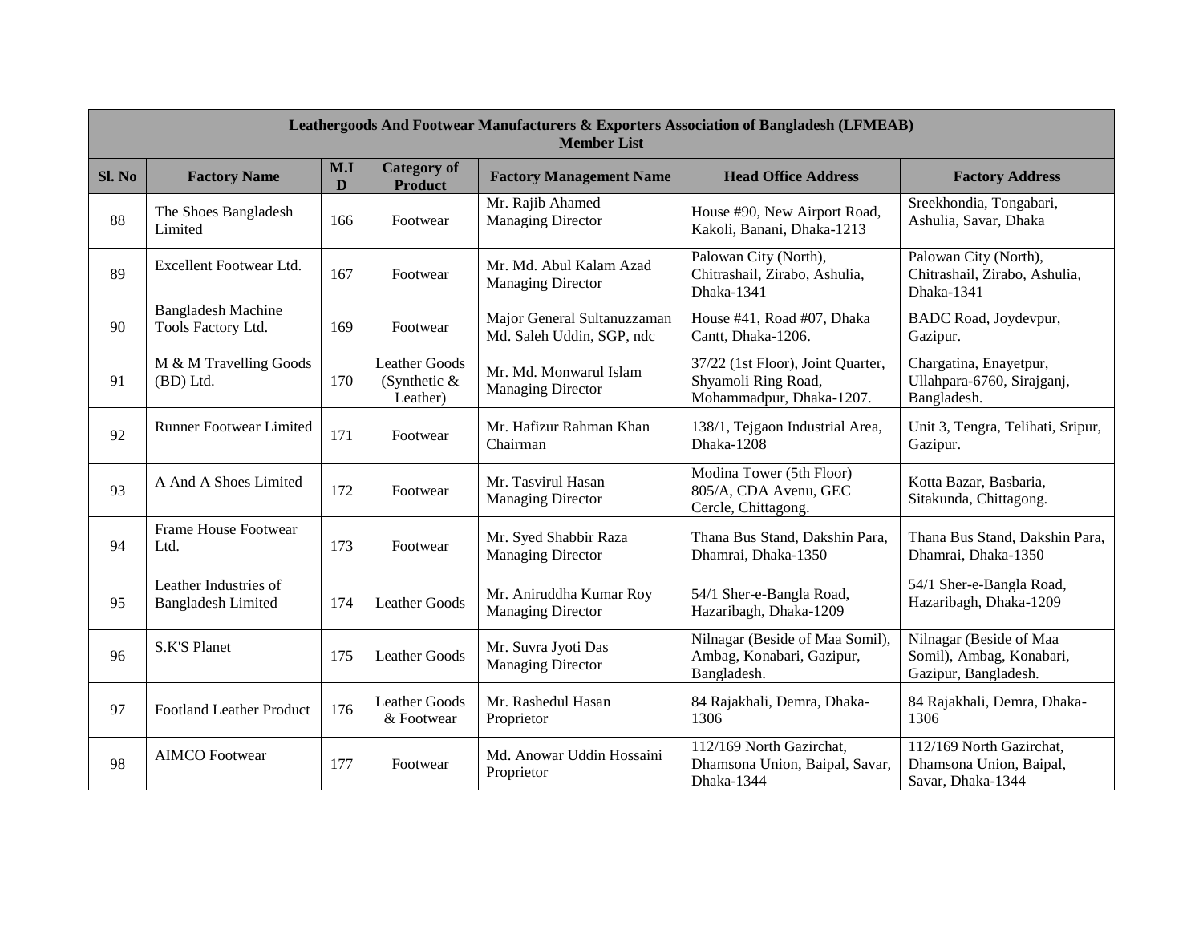| Leathergoods And Footwear Manufacturers & Exporters Association of Bangladesh (LFMEAB) Member List | | | | | | |
|---|---|---|---|---|---|---|
| **Sl. No** | **Factory Name** | **M.ID** | **Category of Product** | **Factory Management Name** | **Head Office Address** | **Factory Address** |
| 88 | The Shoes Bangladesh Limited | 166 | Footwear | Mr. Rajib Ahamed Managing Director | House #90, New Airport Road, Kakoli, Banani, Dhaka-1213 | Sreekhondia, Tongabari, Ashulia, Savar, Dhaka |
| 89 | Excellent Footwear Ltd. | 167 | Footwear | Mr. Md. Abul Kalam Azad Managing Director | Palowan City (North), Chitrashail, Zirabo, Ashulia, Dhaka-1341 | Palowan City (North), Chitrashail, Zirabo, Ashulia, Dhaka-1341 |
| 90 | Bangladesh Machine Tools Factory Ltd. | 169 | Footwear | Major General Sultanuzzaman Md. Saleh Uddin, SGP, ndc | House #41, Road #07, Dhaka Cantt, Dhaka-1206. | BADC Road, Joydevpur, Gazipur. |
| 91 | M & M Travelling Goods (BD) Ltd. | 170 | Leather Goods (Synthetic & Leather) | Mr. Md. Monwarul Islam Managing Director | 37/22 (1st Floor), Joint Quarter, Shyamoli Ring Road, Mohammadpur, Dhaka-1207. | Chargatina, Enayetpur, Ullahpara-6760, Sirajganj, Bangladesh. |
| 92 | Runner Footwear Limited | 171 | Footwear | Mr. Hafizur Rahman Khan Chairman | 138/1, Tejgaon Industrial Area, Dhaka-1208 | Unit 3, Tengra, Telihati, Sripur, Gazipur. |
| 93 | A And A Shoes Limited | 172 | Footwear | Mr. Tasvirul Hasan Managing Director | Modina Tower (5th Floor) 805/A, CDA Avenu, GEC Cercle, Chittagong. | Kotta Bazar, Basbaria, Sitakunda, Chittagong. |
| 94 | Frame House Footwear Ltd. | 173 | Footwear | Mr. Syed Shabbir Raza Managing Director | Thana Bus Stand, Dakshin Para, Dhamrai, Dhaka-1350 | Thana Bus Stand, Dakshin Para, Dhamrai, Dhaka-1350 |
| 95 | Leather Industries of Bangladesh Limited | 174 | Leather Goods | Mr. Aniruddha Kumar Roy Managing Director | 54/1 Sher-e-Bangla Road, Hazaribagh, Dhaka-1209 | 54/1 Sher-e-Bangla Road, Hazaribagh, Dhaka-1209 |
| 96 | S.K'S Planet | 175 | Leather Goods | Mr. Suvra Jyoti Das Managing Director | Nilnagar (Beside of Maa Somil), Ambag, Konabari, Gazipur, Bangladesh. | Nilnagar (Beside of Maa Somil), Ambag, Konabari, Gazipur, Bangladesh. |
| 97 | Footland Leather Product | 176 | Leather Goods & Footwear | Mr. Rashedul Hasan Proprietor | 84 Rajakhali, Demra, Dhaka-1306 | 84 Rajakhali, Demra, Dhaka-1306 |
| 98 | AIMCO Footwear | 177 | Footwear | Md. Anowar Uddin Hossaini Proprietor | 112/169 North Gazirchat, Dhamsona Union, Baipal, Savar, Dhaka-1344 | 112/169 North Gazirchat, Dhamsona Union, Baipal, Savar, Dhaka-1344 |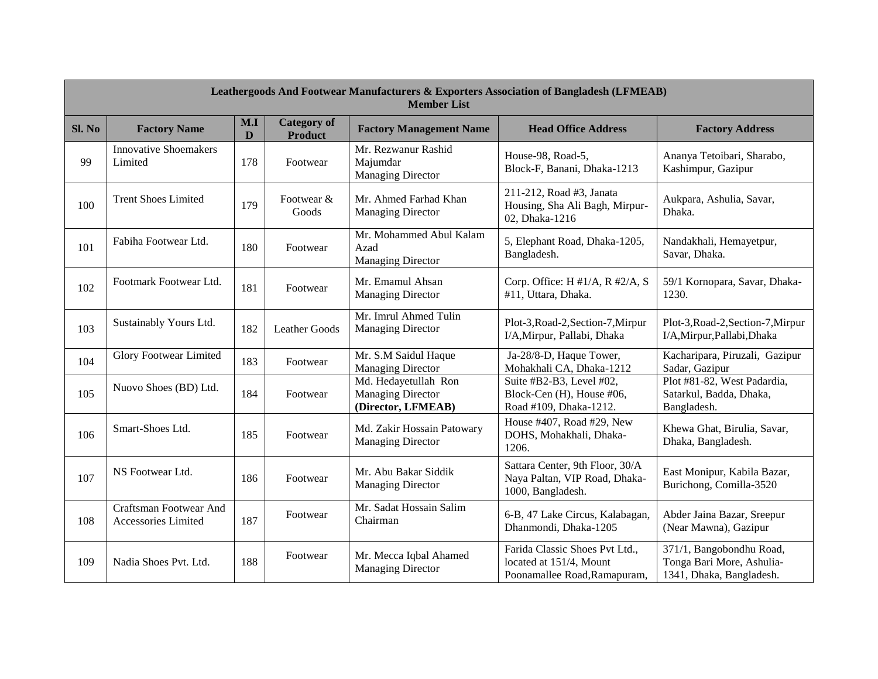| Leathergoods And Footwear Manufacturers & Exporters Association of Bangladesh (LFMEAB) Member List | | | | | | |
|---|---|---|---|---|---|---|
| **Sl. No** | **Factory Name** | **M.ID** | **Category of Product** | **Factory Management Name** | **Head Office Address** | **Factory Address** |
| 99 | Innovative Shoemakers Limited | 178 | Footwear | Mr. Rezwanur Rashid Majumdar Managing Director | House-98, Road-5, Block-F, Banani, Dhaka-1213 | Ananya Tetoibari, Sharabo, Kashimpur, Gazipur |
| 100 | Trent Shoes Limited | 179 | Footwear & Goods | Mr. Ahmed Farhad Khan Managing Director | 211-212, Road #3, Janata Housing, Sha Ali Bagh, Mirpur-02, Dhaka-1216 | Aukpara, Ashulia, Savar, Dhaka. |
| 101 | Fabiha Footwear Ltd. | 180 | Footwear | Mr. Mohammed Abul Kalam Azad Managing Director | 5, Elephant Road, Dhaka-1205, Bangladesh. | Nandakhali, Hemayetpur, Savar, Dhaka. |
| 102 | Footmark Footwear Ltd. | 181 | Footwear | Mr. Emamul Ahsan Managing Director | Corp. Office: H #1/A, R #2/A, S #11, Uttara, Dhaka. | 59/1 Kornopara, Savar, Dhaka-1230. |
| 103 | Sustainably Yours Ltd. | 182 | Leather Goods | Mr. Imrul Ahmed Tulin Managing Director | Plot-3,Road-2,Section-7,Mirpur I/A,Mirpur, Pallabi, Dhaka | Plot-3,Road-2,Section-7,Mirpur I/A,Mirpur,Pallabi,Dhaka |
| 104 | Glory Footwear Limited | 183 | Footwear | Mr. S.M Saidul Haque Managing Director | Ja-28/8-D, Haque Tower, Mohakhali CA, Dhaka-1212 | Kacharipara, Piruzali, Gazipur Sadar, Gazipur |
| 105 | Nuovo Shoes (BD) Ltd. | 184 | Footwear | Md. Hedayetullah Ron Managing Director **(Director, LFMEAB)** | Suite #B2-B3, Level #02, Block-Cen (H), House #06, Road #109, Dhaka-1212. | Plot #81-82, West Padardia, Satarkul, Badda, Dhaka, Bangladesh. |
| 106 | Smart-Shoes Ltd. | 185 | Footwear | Md. Zakir Hossain Patowary Managing Director | House #407, Road #29, New DOHS, Mohakhali, Dhaka-1206. | Khewa Ghat, Birulia, Savar, Dhaka, Bangladesh. |
| 107 | NS Footwear Ltd. | 186 | Footwear | Mr. Abu Bakar Siddik Managing Director | Sattara Center, 9th Floor, 30/A Naya Paltan, VIP Road, Dhaka-1000, Bangladesh. | East Monipur, Kabila Bazar, Burichong, Comilla-3520 |
| 108 | Craftsman Footwear And Accessories Limited | 187 | Footwear | Mr. Sadat Hossain Salim Chairman | 6-B, 47 Lake Circus, Kalabagan, Dhanmondi, Dhaka-1205 | Abder Jaina Bazar, Sreepur (Near Mawna), Gazipur |
| 109 | Nadia Shoes Pvt. Ltd. | 188 | Footwear | Mr. Mecca Iqbal Ahamed Managing Director | Farida Classic Shoes Pvt Ltd., located at 151/4, Mount Poonamallee Road,Ramapuram, | 371/1, Bangobondhu Road, Tonga Bari More, Ashulia-1341, Dhaka, Bangladesh. |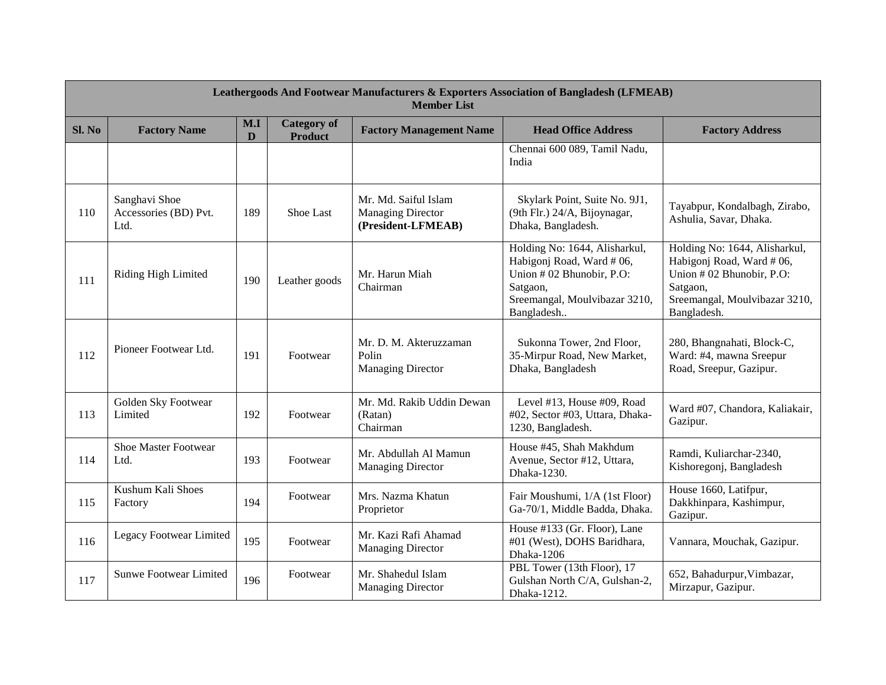| Leathergoods And Footwear Manufacturers & Exporters Association of Bangladesh (LFMEAB) Member List | | | | | | |
|---|---|---|---|---|---|---|
| **Sl. No** | **Factory Name** | **M.ID** | **Category of Product** | **Factory Management Name** | **Head Office Address** | **Factory Address** |
| | | | | | Chennai 600 089, Tamil Nadu, India | |
| 110 | Sanghavi Shoe Accessories (BD) Pvt. Ltd. | 189 | Shoe Last | Mr. Md. Saiful Islam Managing Director **(President-LFMEAB)** | Skylark Point, Suite No. 9J1, (9th Flr.) 24/A, Bijoynagar, Dhaka, Bangladesh. | Tayabpur, Kondalbagh, Zirabo, Ashulia, Savar, Dhaka. |
| 111 | Riding High Limited | 190 | Leather goods | Mr. Harun Miah Chairman | Holding No: 1644, Alisharkul, Habigonj Road, Ward # 06, Union # 02 Bhunobir, P.O: Satgaon, Sreemangal, Moulvibazar 3210, Bangladesh.. | Holding No: 1644, Alisharkul, Habigonj Road, Ward # 06, Union # 02 Bhunobir, P.O: Satgaon, Sreemangal, Moulvibazar 3210, Bangladesh. |
| 112 | Pioneer Footwear Ltd. | 191 | Footwear | Mr. D. M. Akteruzzaman Polin Managing Director | Sukonna Tower, 2nd Floor, 35-Mirpur Road, New Market, Dhaka, Bangladesh | 280, Bhangnahati, Block-C, Ward: #4, mawna Sreepur Road, Sreepur, Gazipur. |
| 113 | Golden Sky Footwear Limited | 192 | Footwear | Mr. Md. Rakib Uddin Dewan (Ratan) Chairman | Level #13, House #09, Road #02, Sector #03, Uttara, Dhaka-1230, Bangladesh. | Ward #07, Chandora, Kaliakair, Gazipur. |
| 114 | Shoe Master Footwear Ltd. | 193 | Footwear | Mr. Abdullah Al Mamun Managing Director | House #45, Shah Makhdum Avenue, Sector #12, Uttara, Dhaka-1230. | Ramdi, Kuliarchar-2340, Kishoregonj, Bangladesh |
| 115 | Kushum Kali Shoes Factory | 194 | Footwear | Mrs. Nazma Khatun Proprietor | Fair Moushumi, 1/A (1st Floor) Ga-70/1, Middle Badda, Dhaka. | House 1660, Latifpur, Dakkhinpara, Kashimpur, Gazipur. |
| 116 | Legacy Footwear Limited | 195 | Footwear | Mr. Kazi Rafi Ahamad Managing Director | House #133 (Gr. Floor), Lane #01 (West), DOHS Baridhara, Dhaka-1206 | Vannara, Mouchak, Gazipur. |
| 117 | Sunwe Footwear Limited | 196 | Footwear | Mr. Shahedul Islam Managing Director | PBL Tower (13th Floor), 17 Gulshan North C/A, Gulshan-2, Dhaka-1212. | 652, Bahadurpur,Vimbazar, Mirzapur, Gazipur. |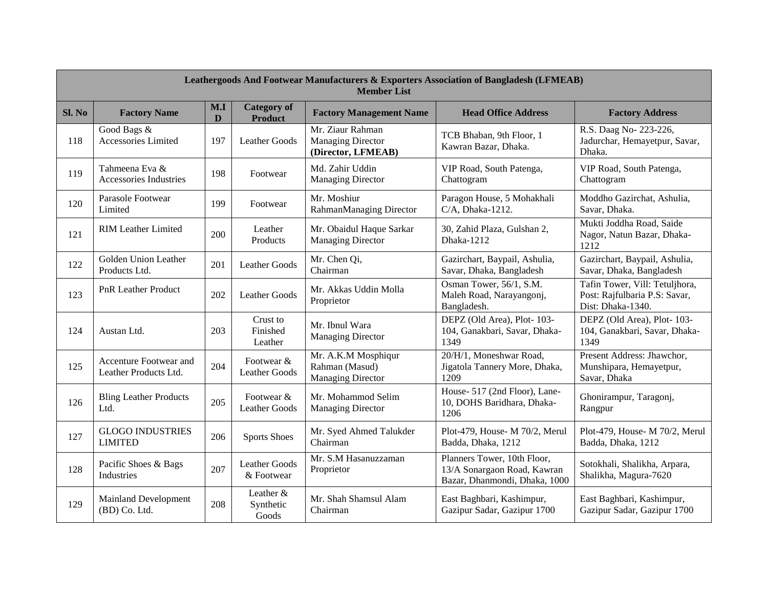| Leathergoods And Footwear Manufacturers & Exporters Association of Bangladesh (LFMEAB) Member List | | | | | | |
|---|---|---|---|---|---|---|
| **Sl. No** | **Factory Name** | **M.I D** | **Category of Product** | **Factory Management Name** | **Head Office Address** | **Factory Address** |
| 118 | Good Bags & Accessories Limited | 197 | Leather Goods | Mr. Ziaur Rahman Managing Director **(Director, LFMEAB)** | TCB Bhaban, 9th Floor, 1 Kawran Bazar, Dhaka. | R.S. Daag No- 223-226, Jadurchar, Hemayetpur, Savar, Dhaka. |
| 119 | Tahmeena Eva & Accessories Industries | 198 | Footwear | Md. Zahir Uddin Managing Director | VIP Road, South Patenga, Chattogram | VIP Road, South Patenga, Chattogram |
| 120 | Parasole Footwear Limited | 199 | Footwear | Mr. Moshiur RahmanManaging Director | Paragon House, 5 Mohakhali C/A, Dhaka-1212. | Moddho Gazirchat, Ashulia, Savar, Dhaka. |
| 121 | RIM Leather Limited | 200 | Leather Products | Mr. Obaidul Haque Sarkar Managing Director | 30, Zahid Plaza, Gulshan 2, Dhaka-1212 | Mukti Joddha Road, Saide Nagor, Natun Bazar, Dhaka-1212 |
| 122 | Golden Union Leather Products Ltd. | 201 | Leather Goods | Mr. Chen Qi, Chairman | Gazirchart, Baypail, Ashulia, Savar, Dhaka, Bangladesh | Gazirchart, Baypail, Ashulia, Savar, Dhaka, Bangladesh |
| 123 | PnR Leather Product | 202 | Leather Goods | Mr. Akkas Uddin Molla Proprietor | Osman Tower, 56/1, S.M. Maleh Road, Narayangonj, Bangladesh. | Tafin Tower, Vill: Tetuljhora, Post: Rajfulbaria P.S: Savar, Dist: Dhaka-1340. |
| 124 | Austan Ltd. | 203 | Crust to Finished Leather | Mr. Ibnul Wara Managing Director | DEPZ (Old Area), Plot- 103-104, Ganakbari, Savar, Dhaka-1349 | DEPZ (Old Area), Plot- 103-104, Ganakbari, Savar, Dhaka-1349 |
| 125 | Accenture Footwear and Leather Products Ltd. | 204 | Footwear & Leather Goods | Mr. A.K.M Mosphiqur Rahman (Masud) Managing Director | 20/H/1, Moneshwar Road, Jigatola Tannery More, Dhaka, 1209 | Present Address: Jhawchor, Munshipara, Hemayetpur, Savar, Dhaka |
| 126 | Bling Leather Products Ltd. | 205 | Footwear & Leather Goods | Mr. Mohammod Selim Managing Director | House- 517 (2nd Floor), Lane-10, DOHS Baridhara, Dhaka-1206 | Ghonirampur, Taragonj, Rangpur |
| 127 | GLOGO INDUSTRIES LIMITED | 206 | Sports Shoes | Mr. Syed Ahmed Talukder Chairman | Plot-479, House- M 70/2, Merul Badda, Dhaka, 1212 | Plot-479, House- M 70/2, Merul Badda, Dhaka, 1212 |
| 128 | Pacific Shoes & Bags Industries | 207 | Leather Goods & Footwear | Mr. S.M Hasanuzzaman Proprietor | Planners Tower, 10th Floor, 13/A Sonargaon Road, Kawran Bazar, Dhanmondi, Dhaka, 1000 | Sotokhali, Shalikha, Arpara, Shalikha, Magura-7620 |
| 129 | Mainland Development (BD) Co. Ltd. | 208 | Leather & Synthetic Goods | Mr. Shah Shamsul Alam Chairman | East Baghbari, Kashimpur, Gazipur Sadar, Gazipur 1700 | East Baghbari, Kashimpur, Gazipur Sadar, Gazipur 1700 |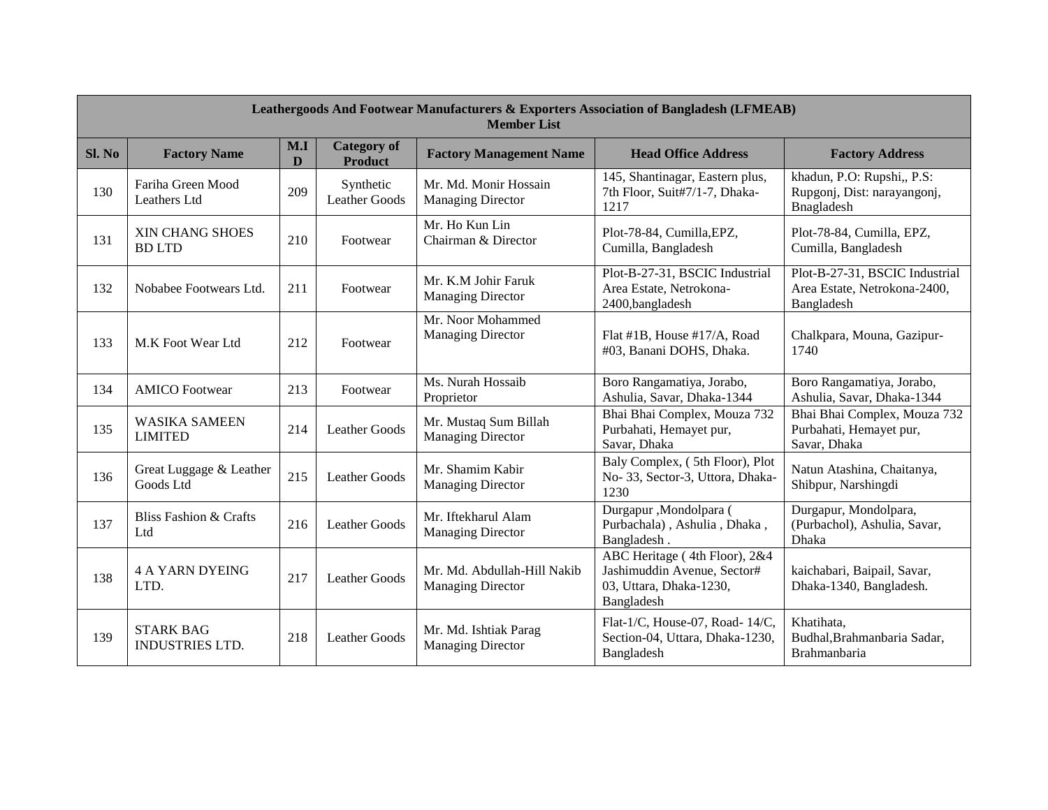| Leathergoods And Footwear Manufacturers & Exporters Association of Bangladesh (LFMEAB) Member List | | | | | | |
|---|---|---|---|---|---|---|
| **Sl. No** | **Factory Name** | **M.ID** | **Category of Product** | **Factory Management Name** | **Head Office Address** | **Factory Address** |
| 130 | Fariha Green Mood Leathers Ltd | 209 | Synthetic Leather Goods | Mr. Md. Monir Hossain Managing Director | 145, Shantinagar, Eastern plus, 7th Floor, Suit#7/1-7, Dhaka-1217 | khadun, P.O: Rupshi,, P.S: Rupgonj, Dist: narayangonj, Bnagladesh |
| 131 | XIN CHANG SHOES BD LTD | 210 | Footwear | Mr. Ho Kun Lin Chairman & Director | Plot-78-84, Cumilla,EPZ, Cumilla, Bangladesh | Plot-78-84, Cumilla, EPZ, Cumilla, Bangladesh |
| 132 | Nobabee Footwears Ltd. | 211 | Footwear | Mr. K.M Johir Faruk Managing Director | Plot-B-27-31, BSCIC Industrial Area Estate, Netrokona-2400,bangladesh | Plot-B-27-31, BSCIC Industrial Area Estate, Netrokona-2400, Bangladesh |
| 133 | M.K Foot Wear Ltd | 212 | Footwear | Mr. Noor Mohammed Managing Director | Flat #1B, House #17/A, Road #03, Banani DOHS, Dhaka. | Chalkpara, Mouna, Gazipur-1740 |
| 134 | AMICO Footwear | 213 | Footwear | Ms. Nurah Hossaib Proprietor | Boro Rangamatiya, Jorabo, Ashulia, Savar, Dhaka-1344 | Boro Rangamatiya, Jorabo, Ashulia, Savar, Dhaka-1344 |
| 135 | WASIKA SAMEEN LIMITED | 214 | Leather Goods | Mr. Mustaq Sum Billah Managing Director | Bhai Bhai Complex, Mouza 732 Purbahati, Hemayet pur, Savar, Dhaka | Bhai Bhai Complex, Mouza 732 Purbahati, Hemayet pur, Savar, Dhaka |
| 136 | Great Luggage & Leather Goods Ltd | 215 | Leather Goods | Mr. Shamim Kabir Managing Director | Baly Complex, ( 5th Floor), Plot No- 33, Sector-3, Uttora, Dhaka-1230 | Natun Atashina, Chaitanya, Shibpur, Narshingdi |
| 137 | Bliss Fashion & Crafts Ltd | 216 | Leather Goods | Mr. Iftekharul Alam Managing Director | Durgapur ,Mondolpara ( Purbachala) , Ashulia , Dhaka , Bangladesh . | Durgapur, Mondolpara, (Purbachol), Ashulia, Savar, Dhaka |
| 138 | 4 A YARN DYEING LTD. | 217 | Leather Goods | Mr. Md. Abdullah-Hill Nakib Managing Director | ABC Heritage ( 4th Floor), 2&4 Jashimuddin Avenue, Sector# 03, Uttara, Dhaka-1230, Bangladesh | kaichabari, Baipail, Savar, Dhaka-1340, Bangladesh. |
| 139 | STARK BAG INDUSTRIES LTD. | 218 | Leather Goods | Mr. Md. Ishtiak Parag Managing Director | Flat-1/C, House-07, Road- 14/C, Section-04, Uttara, Dhaka-1230, Bangladesh | Khatihata, Budhal,Brahmanbaria Sadar, Brahmanbaria |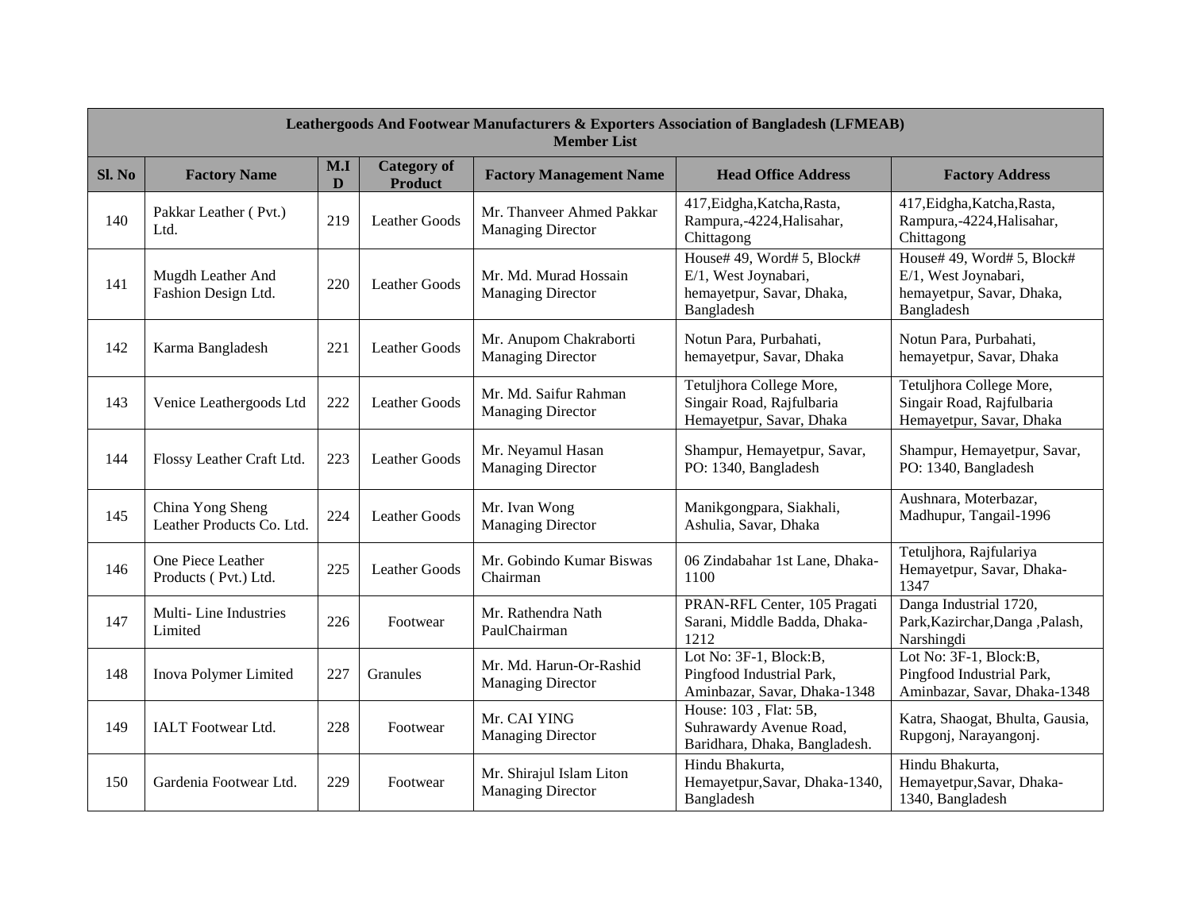| Leathergoods And Footwear Manufacturers & Exporters Association of Bangladesh (LFMEAB) Member List | | | | | | |
|---|---|---|---|---|---|---|
| **Sl. No** | **Factory Name** | **M.I D** | **Category of Product** | **Factory Management Name** | **Head Office Address** | **Factory Address** |
| 140 | Pakkar Leather ( Pvt.) Ltd. | 219 | Leather Goods | Mr. Thanveer Ahmed Pakkar Managing Director | 417,Eidgha,Katcha,Rasta, Rampura,-4224,Halisahar, Chittagong | 417,Eidgha,Katcha,Rasta, Rampura,-4224,Halisahar, Chittagong |
| 141 | Mugdh Leather And Fashion Design Ltd. | 220 | Leather Goods | Mr. Md. Murad Hossain Managing Director | House# 49, Word# 5, Block# E/1, West Joynabari, hemayetpur, Savar, Dhaka, Bangladesh | House# 49, Word# 5, Block# E/1, West Joynabari, hemayetpur, Savar, Dhaka, Bangladesh |
| 142 | Karma Bangladesh | 221 | Leather Goods | Mr. Anupom Chakraborti Managing Director | Notun Para, Purbahati, hemayetpur, Savar, Dhaka | Notun Para, Purbahati, hemayetpur, Savar, Dhaka |
| 143 | Venice Leathergoods Ltd | 222 | Leather Goods | Mr. Md. Saifur Rahman Managing Director | Tetuljhora College More, Singair Road, Rajfulbaria Hemayetpur, Savar, Dhaka | Tetuljhora College More, Singair Road, Rajfulbaria Hemayetpur, Savar, Dhaka |
| 144 | Flossy Leather Craft Ltd. | 223 | Leather Goods | Mr. Neyamul Hasan Managing Director | Shampur, Hemayetpur, Savar, PO: 1340, Bangladesh | Shampur, Hemayetpur, Savar, PO: 1340, Bangladesh |
| 145 | China Yong Sheng Leather Products Co. Ltd. | 224 | Leather Goods | Mr. Ivan Wong Managing Director | Manikgongpara, Siakhali, Ashulia, Savar, Dhaka | Aushnara, Moterbazar, Madhupur, Tangail-1996 |
| 146 | One Piece Leather Products ( Pvt.) Ltd. | 225 | Leather Goods | Mr. Gobindo Kumar Biswas Chairman | 06 Zindabahar 1st Lane, Dhaka-1100 | Tetuljhora, Rajfulariya Hemayetpur, Savar, Dhaka-1347 |
| 147 | Multi- Line Industries Limited | 226 | Footwear | Mr. Rathendra Nath PaulChairman | PRAN-RFL Center, 105 Pragati Sarani, Middle Badda, Dhaka-1212 | Danga Industrial 1720, Park,Kazirchar,Danga ,Palash, Narshingdi |
| 148 | Inova Polymer Limited | 227 | Granules | Mr. Md. Harun-Or-Rashid Managing Director | Lot No: 3F-1, Block:B, Pingfood Industrial Park, Aminbazar, Savar, Dhaka-1348 | Lot No: 3F-1, Block:B, Pingfood Industrial Park, Aminbazar, Savar, Dhaka-1348 |
| 149 | IALT Footwear Ltd. | 228 | Footwear | Mr. CAI YING Managing Director | House: 103 , Flat: 5B, Suhrawardy Avenue Road, Baridhara, Dhaka, Bangladesh. | Katra, Shaogat, Bhulta, Gausia, Rupgonj, Narayangonj. |
| 150 | Gardenia Footwear Ltd. | 229 | Footwear | Mr. Shirajul Islam Liton Managing Director | Hindu Bhakurta, Hemayetpur,Savar, Dhaka-1340, Bangladesh | Hindu Bhakurta, Hemayetpur,Savar, Dhaka-1340, Bangladesh |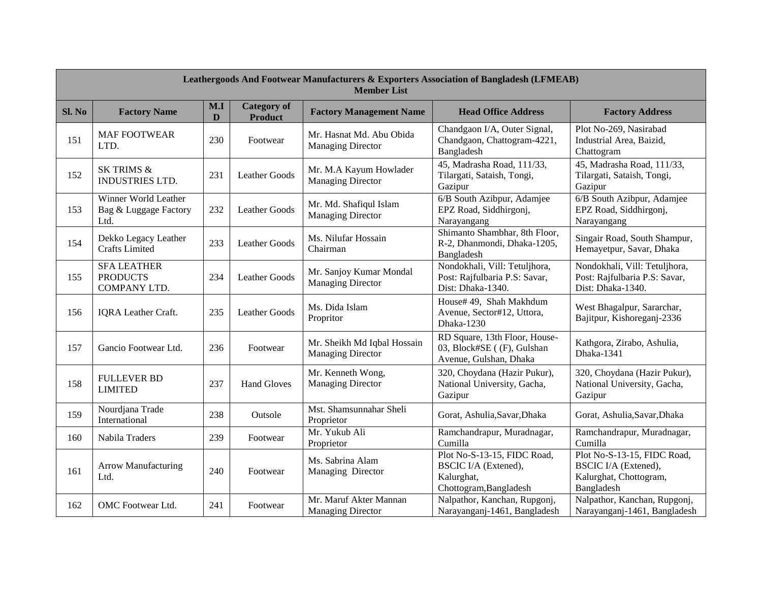| Leathergoods And Footwear Manufacturers & Exporters Association of Bangladesh (LFMEAB) Member List | | | | | | |
|---|---|---|---|---|---|---|
| **Sl. No** | **Factory Name** | **M.ID** | **Category of Product** | **Factory Management Name** | **Head Office Address** | **Factory Address** |
| 151 | MAF FOOTWEAR LTD. | 230 | Footwear | Mr. Hasnat Md. Abu Obida Managing Director | Chandgaon I/A, Outer Signal, Chandgaon, Chattogram-4221, Bangladesh | Plot No-269, Nasirabad Industrial Area, Baizid, Chattogram |
| 152 | SK TRIMS & INDUSTRIES LTD. | 231 | Leather Goods | Mr. M.A Kayum Howlader Managing Director | 45, Madrasha Road, 111/33, Tilargati, Sataish, Tongi, Gazipur | 45, Madrasha Road, 111/33, Tilargati, Sataish, Tongi, Gazipur |
| 153 | Winner World Leather Bag & Luggage Factory Ltd. | 232 | Leather Goods | Mr. Md. Shafiqul Islam Managing Director | 6/B South Azibpur, Adamjee EPZ Road, Siddhirgonj, Narayangang | 6/B South Azibpur, Adamjee EPZ Road, Siddhirgonj, Narayangang |
| 154 | Dekko Legacy Leather Crafts Limited | 233 | Leather Goods | Ms. Nilufar Hossain Chairman | Shimanto Shambhar, 8th Floor, R-2, Dhanmondi, Dhaka-1205, Bangladesh | Singair Road, South Shampur, Hemayetpur, Savar, Dhaka |
| 155 | SFA LEATHER PRODUCTS COMPANY LTD. | 234 | Leather Goods | Mr. Sanjoy Kumar Mondal Managing Director | Nondokhali, Vill: Tetuljhora, Post: Rajfulbaria P.S: Savar, Dist: Dhaka-1340. | Nondokhali, Vill: Tetuljhora, Post: Rajfulbaria P.S: Savar, Dist: Dhaka-1340. |
| 156 | IQRA Leather Craft. | 235 | Leather Goods | Ms. Dida Islam Propritor | House# 49, Shah Makhdum Avenue, Sector#12, Uttora, Dhaka-1230 | West Bhagalpur, Sorarchar, Bajitpur, Kishoreganj-2336 |
| 157 | Gancio Footwear Ltd. | 236 | Footwear | Mr. Sheikh Md Iqbal Hossain Managing Director | RD Square, 13th Floor, House-03, Block#SE ( (F), Gulshan Avenue, Gulshan, Dhaka | Kathgora, Zirabo, Ashulia, Dhaka-1341 |
| 158 | FULLEVER BD LIMITED | 237 | Hand Gloves | Mr. Kenneth Wong, Managing Director | 320, Choydana (Hazir Pukur), National University, Gacha, Gazipur | 320, Choydana (Hazir Pukur), National University, Gacha, Gazipur |
| 159 | Nourdjana Trade International | 238 | Outsole | Mst. Shamsunnahar Sheli Proprietor | Gorat, Ashulia,Savar,Dhaka | Gorat, Ashulia,Savar,Dhaka |
| 160 | Nabila Traders | 239 | Footwear | Mr. Yukub Ali Proprietor | Ramchandrapur, Muradnagar, Cumilla | Ramchandrapur, Muradnagar, Cumilla |
| 161 | Arrow Manufacturing Ltd. | 240 | Footwear | Ms. Sabrina Alam Managing Director | Plot No-S-13-15, FIDC Road, BSCIC I/A (Extened), Kalurghat, Chottogram,Bangladesh | Plot No-S-13-15, FIDC Road, BSCIC I/A (Extened), Kalurghat, Chottogram, Bangladesh |
| 162 | OMC Footwear Ltd. | 241 | Footwear | Mr. Maruf Akter Mannan Managing Director | Nalpathor, Kanchan, Rupgonj, Narayanganj-1461, Bangladesh | Nalpathor, Kanchan, Rupgonj, Narayanganj-1461, Bangladesh |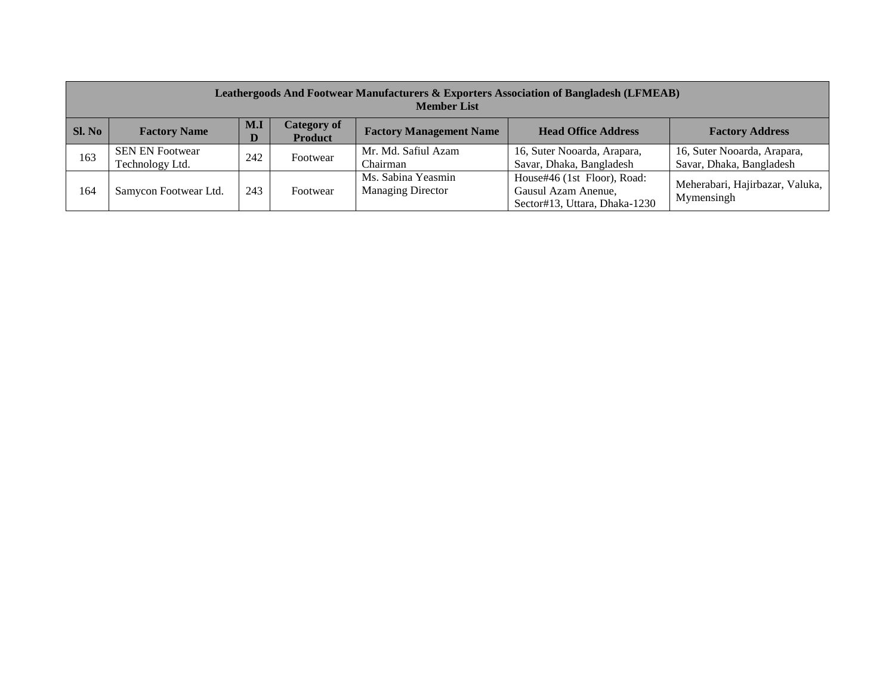| Leathergoods And Footwear Manufacturers & Exporters Association of Bangladesh (LFMEAB) Member List | | | | | | |
|---|---|---|---|---|---|---|
| **Sl. No** | **Factory Name** | **M.ID** | **Category of Product** | **Factory Management Name** | **Head Office Address** | **Factory Address** |
| 163 | SEN EN Footwear Technology Ltd. | 242 | Footwear | Mr. Md. Safiul Azam Chairman | 16, Suter Nooarda, Arapara, Savar, Dhaka, Bangladesh | 16, Suter Nooarda, Arapara, Savar, Dhaka, Bangladesh |
| 164 | Samycon Footwear Ltd. | 243 | Footwear | Ms. Sabina Yeasmin Managing Director | House#46 (1st Floor), Road: Gausul Azam Anenue, Sector#13, Uttara, Dhaka-1230 | Meherabari, Hajirbazar, Valuka, Mymensingh |